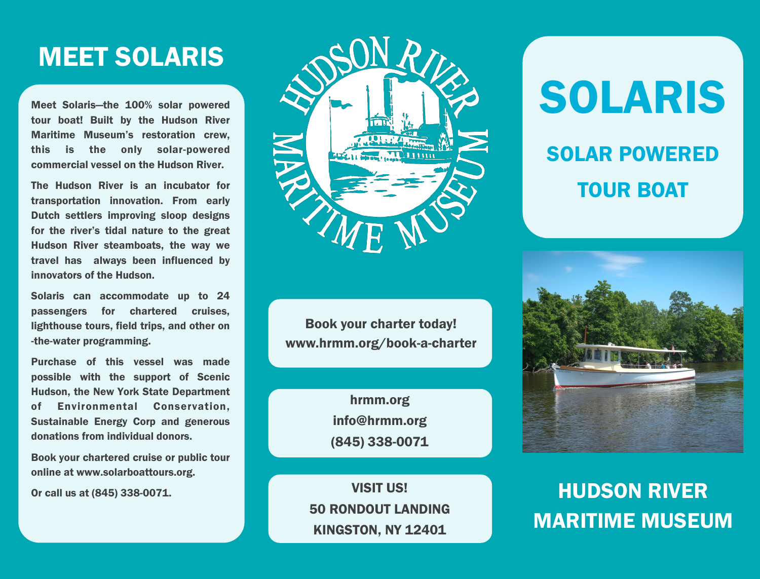# MEET SOLARIS

**Meet Solaris—the 100% solar powered tour boat! Built by the Hudson River Maritime Museum's restoration crew, this is the only solar-powered commercial vessel on the Hudson River.**

**The Hudson River is an incubator for transportation innovation. From early Dutch settlers improving sloop designs for the river's tidal nature to the great Hudson River steamboats, the way we travel has always been influenced by innovators of the Hudson.**

**Solaris can accommodate up to 24 passengers for chartered cruises, lighthouse tours, field trips, and other on-the-water programming.**

**Purchase of this vessel was made possible with the support of Scenic Hudson, the New York State Department of Environmental Conservation, Sustainable Energy Corp and generous donations from individual donors.**

**Book your chartered cruise or public tour online at www.solarboattours.org.**

**Or call us at (845) 338-0071.**

HUDSON RIVER MARITIME MUSEUM

**Book your charter today!**
**www.hrmm.org/book-a-charter**

**hrmm.org**
**info@hrmm.org**
**(845) 338-0071**

**VISIT US!**
**50 RONDOUT LANDING**
**KINGSTON, NY 12401**

# SOLARIS

## SOLAR POWERED TOUR BOAT

## HUDSON RIVER MARITIME MUSEUM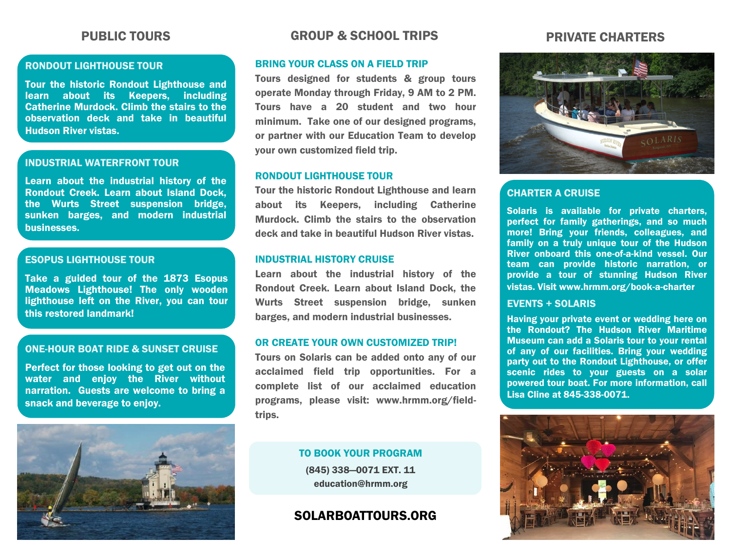## PUBLIC TOURS

### RONDOUT LIGHTHOUSE TOUR

**Tour the historic Rondout Lighthouse and learn about its Keepers, including Catherine Murdock. Climb the stairs to the observation deck and take in beautiful Hudson River vistas.**

### INDUSTRIAL WATERFRONT TOUR

**Learn about the industrial history of the Rondout Creek. Learn about Island Dock, the Wurts Street suspension bridge, sunken barges, and modern industrial businesses.**

### ESOPUS LIGHTHOUSE TOUR

**Take a guided tour of the 1873 Esopus Meadows Lighthouse! The only wooden lighthouse left on the River, you can tour this restored landmark!**

### ONE-HOUR BOAT RIDE & SUNSET CRUISE

**Perfect for those looking to get out on the water and enjoy the River without narration. Guests are welcome to bring a snack and beverage to enjoy.**

## GROUP & SCHOOL TRIPS

### BRING YOUR CLASS ON A FIELD TRIP

**Tours designed for students & group tours operate Monday through Friday, 9 AM to 2 PM. Tours have a 20 student and two hour minimum. Take one of our designed programs, or partner with our Education Team to develop your own customized field trip.**

### RONDOUT LIGHTHOUSE TOUR

**Tour the historic Rondout Lighthouse and learn about its Keepers, including Catherine Murdock. Climb the stairs to the observation deck and take in beautiful Hudson River vistas.**

### INDUSTRIAL HISTORY CRUISE

**Learn about the industrial history of the Rondout Creek. Learn about Island Dock, the Wurts Street suspension bridge, sunken barges, and modern industrial businesses.**

### OR CREATE YOUR OWN CUSTOMIZED TRIP!

**Tours on Solaris can be added onto any of our acclaimed field trip opportunities. For a complete list of our acclaimed education programs, please visit: www.hrmm.org/field-trips.**

### TO BOOK YOUR PROGRAM

**(845) 338—0071 EXT. 11**
**education@hrmm.org**

**SOLARBOATTOURS.ORG**

## PRIVATE CHARTERS

### CHARTER A CRUISE

**Solaris is available for private charters, perfect for family gatherings, and so much more! Bring your friends, colleagues, and family on a truly unique tour of the Hudson River onboard this one-of-a-kind vessel. Our team can provide historic narration, or provide a tour of stunning Hudson River vistas. Visit www.hrmm.org/book-a-charter**

### EVENTS + SOLARIS

**Having your private event or wedding here on the Rondout? The Hudson River Maritime Museum can add a Solaris tour to your rental of any of our facilities. Bring your wedding party out to the Rondout Lighthouse, or offer scenic rides to your guests on a solar powered tour boat. For more information, call Lisa Cline at 845-338-0071.**